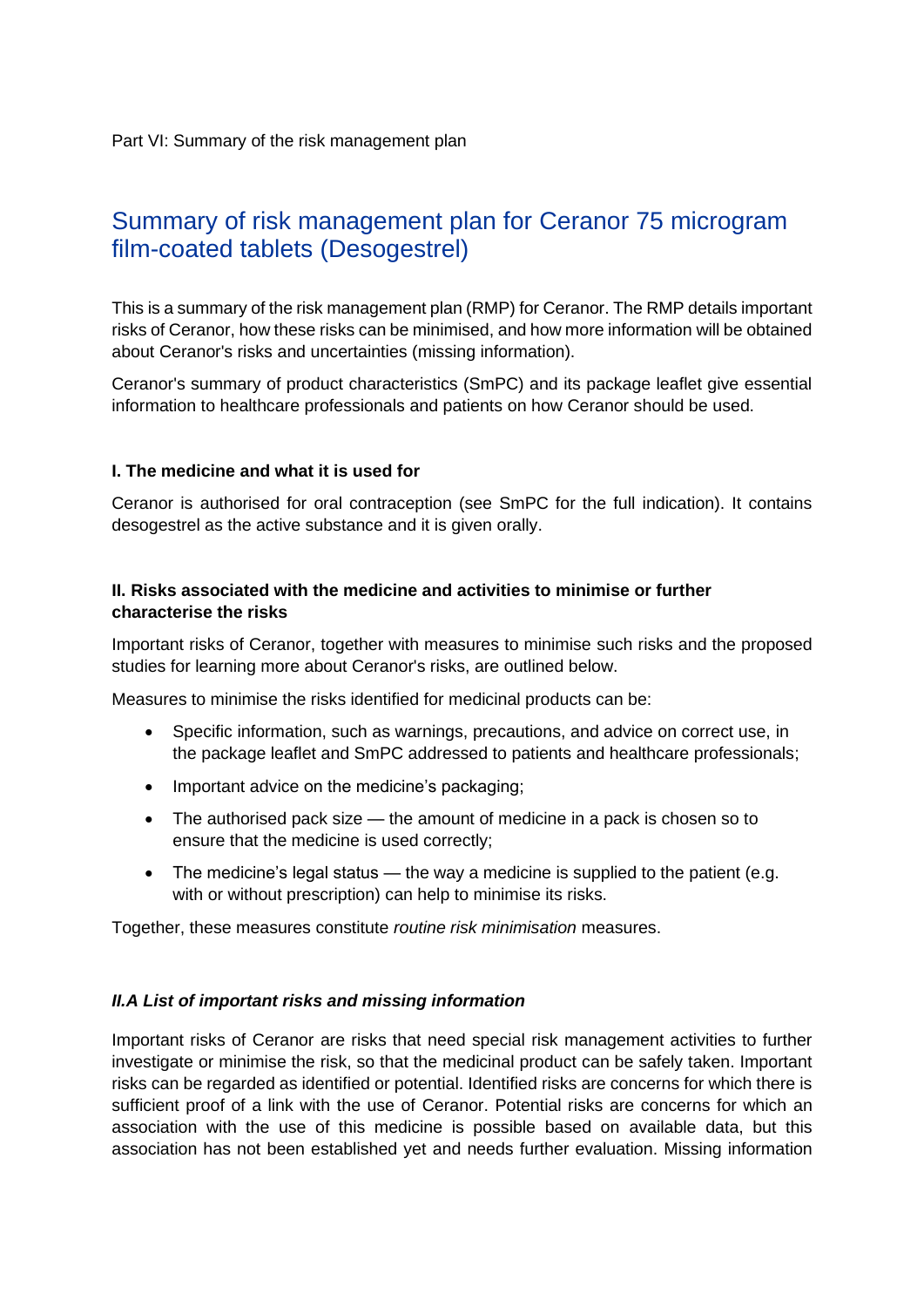Part VI: Summary of the risk management plan

# Summary of risk management plan for Ceranor 75 microgram film-coated tablets (Desogestrel)

This is a summary of the risk management plan (RMP) for Ceranor. The RMP details important risks of Ceranor, how these risks can be minimised, and how more information will be obtained about Ceranor's risks and uncertainties (missing information).

Ceranor's summary of product characteristics (SmPC) and its package leaflet give essential information to healthcare professionals and patients on how Ceranor should be used.

### I. The medicine and what it is used for

Ceranor is authorised for oral contraception (see SmPC for the full indication). It contains desogestrel as the active substance and it is given orally.

### II. Risks associated with the medicine and activities to minimise or further characterise the risks

Important risks of Ceranor, together with measures to minimise such risks and the proposed studies for learning more about Ceranor's risks, are outlined below.

Measures to minimise the risks identified for medicinal products can be:

- Specific information, such as warnings, precautions, and advice on correct use, in the package leaflet and SmPC addressed to patients and healthcare professionals;
- Important advice on the medicine's packaging;
- The authorised pack size — the amount of medicine in a pack is chosen so to ensure that the medicine is used correctly;
- The medicine's legal status — the way a medicine is supplied to the patient (e.g. with or without prescription) can help to minimise its risks.

Together, these measures constitute *routine risk minimisation* measures.

#### *II.A List of important risks and missing information*

Important risks of Ceranor are risks that need special risk management activities to further investigate or minimise the risk, so that the medicinal product can be safely taken. Important risks can be regarded as identified or potential. Identified risks are concerns for which there is sufficient proof of a link with the use of Ceranor. Potential risks are concerns for which an association with the use of this medicine is possible based on available data, but this association has not been established yet and needs further evaluation. Missing information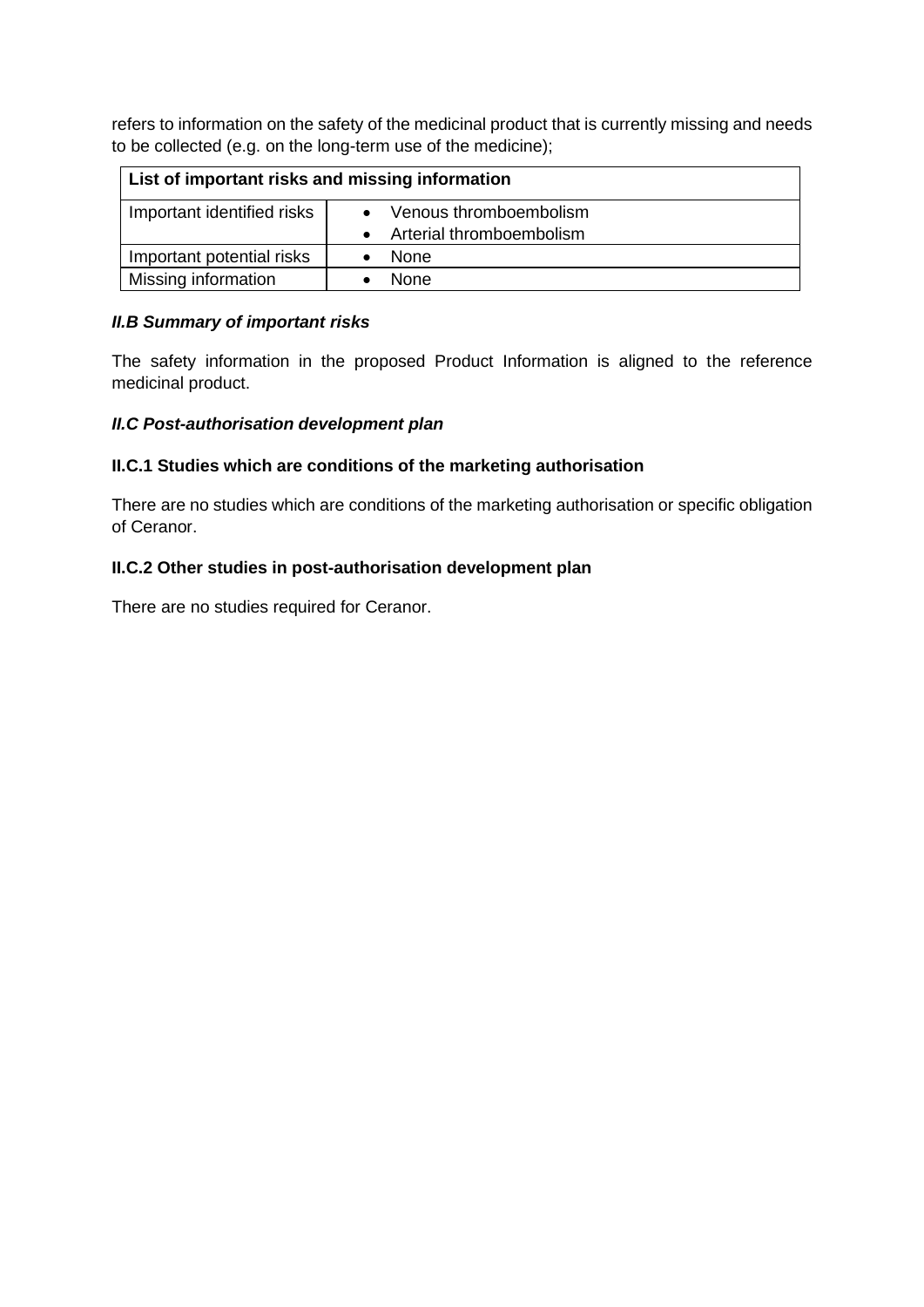refers to information on the safety of the medicinal product that is currently missing and needs to be collected (e.g. on the long-term use of the medicine);

| List of important risks and missing information | |
|---|---|
| Important identified risks | • Venous thromboembolism<br>• Arterial thromboembolism |
| Important potential risks | • None |
| Missing information | • None |

### *II.B Summary of important risks*

The safety information in the proposed Product Information is aligned to the reference medicinal product.

### *II.C Post-authorisation development plan*

#### II.C.1 Studies which are conditions of the marketing authorisation

There are no studies which are conditions of the marketing authorisation or specific obligation of Ceranor.

#### II.C.2 Other studies in post-authorisation development plan

There are no studies required for Ceranor.